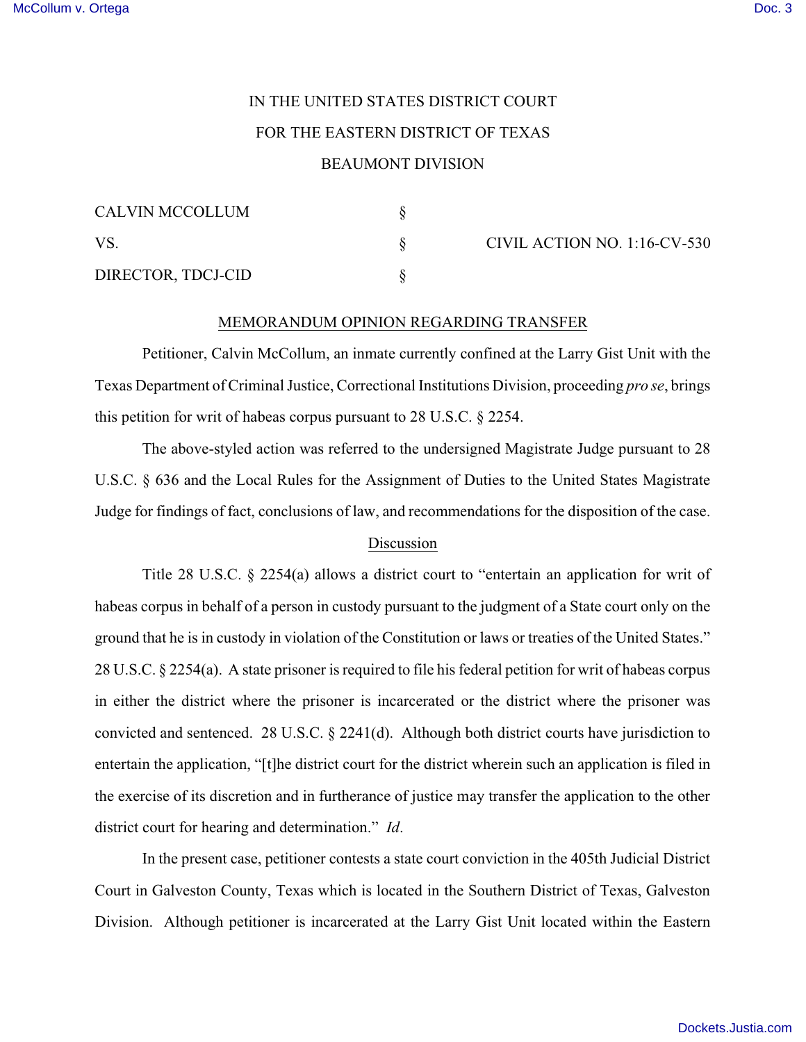IN THE UNITED STATES DISTRICT COURT

FOR THE EASTERN DISTRICT OF TEXAS

BEAUMONT DIVISION

| | | |
|---|---|---|
| CALVIN MCCOLLUM | § | |
| VS. | § | CIVIL ACTION NO. 1:16-CV-530 |
| DIRECTOR, TDCJ-CID | § | |

MEMORANDUM OPINION REGARDING TRANSFER

Petitioner, Calvin McCollum, an inmate currently confined at the Larry Gist Unit with the Texas Department of Criminal Justice, Correctional Institutions Division, proceeding *pro se*, brings this petition for writ of habeas corpus pursuant to 28 U.S.C. § 2254.

The above-styled action was referred to the undersigned Magistrate Judge pursuant to 28 U.S.C. § 636 and the Local Rules for the Assignment of Duties to the United States Magistrate Judge for findings of fact, conclusions of law, and recommendations for the disposition of the case.

Discussion

Title 28 U.S.C. § 2254(a) allows a district court to "entertain an application for writ of habeas corpus in behalf of a person in custody pursuant to the judgment of a State court only on the ground that he is in custody in violation of the Constitution or laws or treaties of the United States." 28 U.S.C. § 2254(a). A state prisoner is required to file his federal petition for writ of habeas corpus in either the district where the prisoner is incarcerated or the district where the prisoner was convicted and sentenced. 28 U.S.C. § 2241(d). Although both district courts have jurisdiction to entertain the application, "[t]he district court for the district wherein such an application is filed in the exercise of its discretion and in furtherance of justice may transfer the application to the other district court for hearing and determination." *Id*.

In the present case, petitioner contests a state court conviction in the 405th Judicial District Court in Galveston County, Texas which is located in the Southern District of Texas, Galveston Division. Although petitioner is incarcerated at the Larry Gist Unit located within the Eastern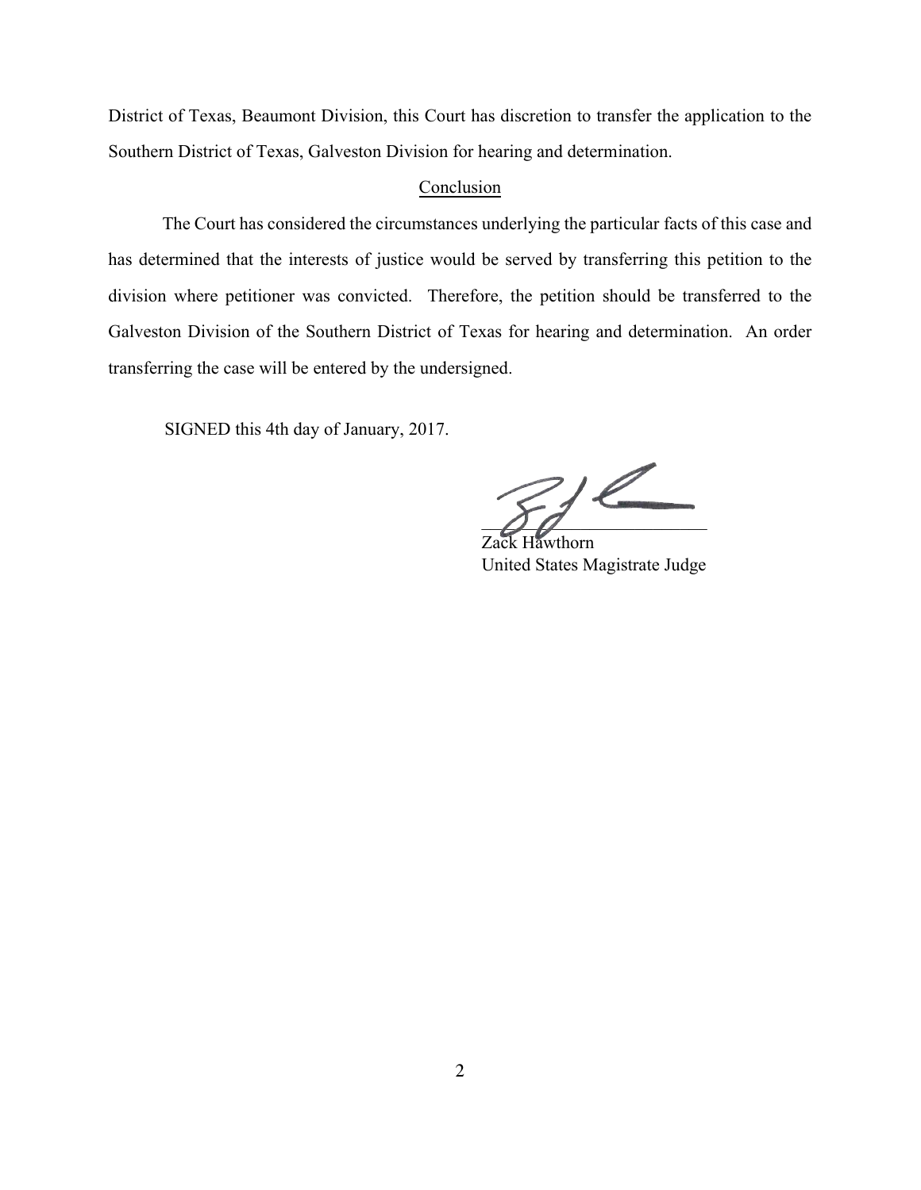District of Texas, Beaumont Division, this Court has discretion to transfer the application to the Southern District of Texas, Galveston Division for hearing and determination.

## Conclusion

The Court has considered the circumstances underlying the particular facts of this case and has determined that the interests of justice would be served by transferring this petition to the division where petitioner was convicted. Therefore, the petition should be transferred to the Galveston Division of the Southern District of Texas for hearing and determination. An order transferring the case will be entered by the undersigned.

SIGNED this 4th day of January, 2017.

Zack Hawthorn
United States Magistrate Judge